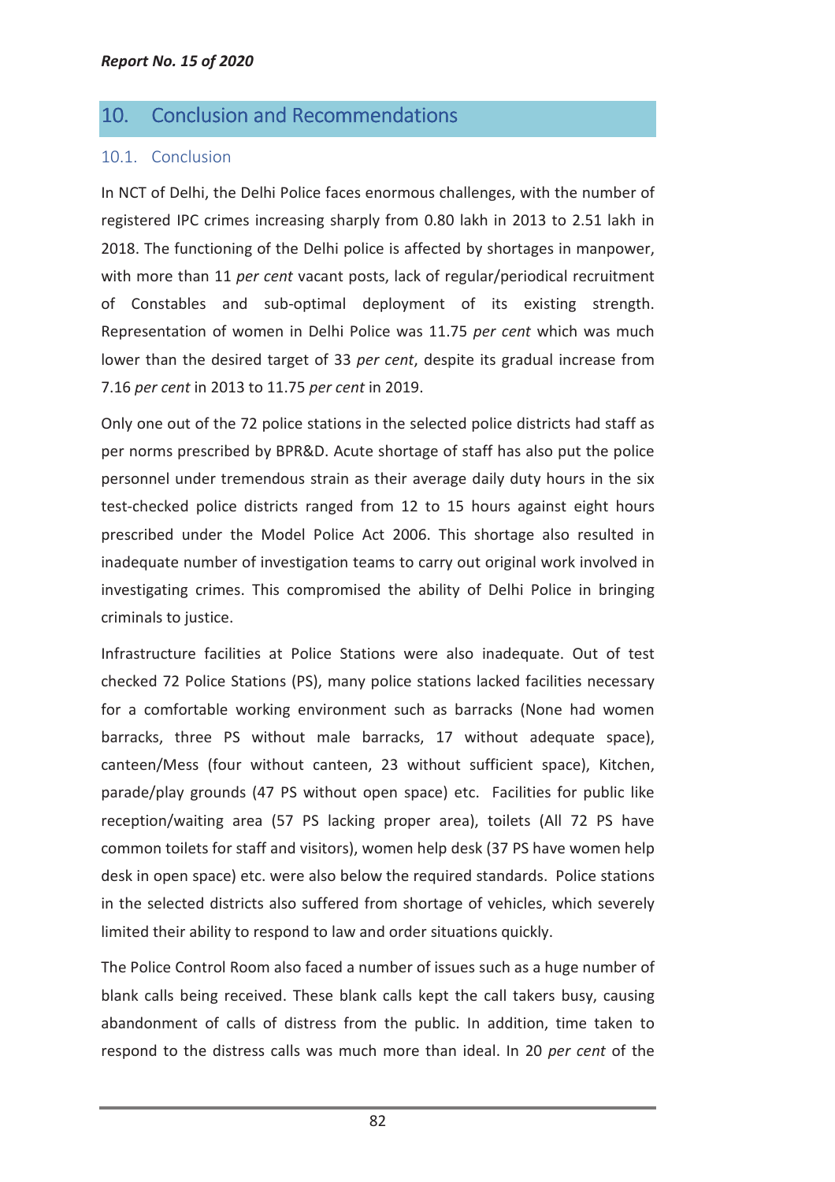## 10. Conclusion and Recommendations

### 10.1. Conclusion

In NCT of Delhi, the Delhi Police faces enormous challenges, with the number of registered IPC crimes increasing sharply from 0.80 lakh in 2013 to 2.51 lakh in 2018. The functioning of the Delhi police is affected by shortages in manpower, with more than 11 *per cent* vacant posts, lack of regular/periodical recruitment of Constables and sub-optimal deployment of its existing strength. Representation of women in Delhi Police was 11.75 *per cent* which was much lower than the desired target of 33 *per cent*, despite its gradual increase from 7.16 *per cent* in 2013 to 11.75 *per cent* in 2019.

Only one out of the 72 police stations in the selected police districts had staff as per norms prescribed by BPR&D. Acute shortage of staff has also put the police personnel under tremendous strain as their average daily duty hours in the six test-checked police districts ranged from 12 to 15 hours against eight hours prescribed under the Model Police Act 2006. This shortage also resulted in inadequate number of investigation teams to carry out original work involved in investigating crimes. This compromised the ability of Delhi Police in bringing criminals to justice.

Infrastructure facilities at Police Stations were also inadequate. Out of test checked 72 Police Stations (PS), many police stations lacked facilities necessary for a comfortable working environment such as barracks (None had women barracks, three PS without male barracks, 17 without adequate space), canteen/Mess (four without canteen, 23 without sufficient space), Kitchen, parade/play grounds (47 PS without open space) etc. Facilities for public like reception/waiting area (57 PS lacking proper area), toilets (All 72 PS have common toilets for staff and visitors), women help desk (37 PS have women help desk in open space) etc. were also below the required standards. Police stations in the selected districts also suffered from shortage of vehicles, which severely limited their ability to respond to law and order situations quickly.

The Police Control Room also faced a number of issues such as a huge number of blank calls being received. These blank calls kept the call takers busy, causing abandonment of calls of distress from the public. In addition, time taken to respond to the distress calls was much more than ideal. In 20 *per cent* of the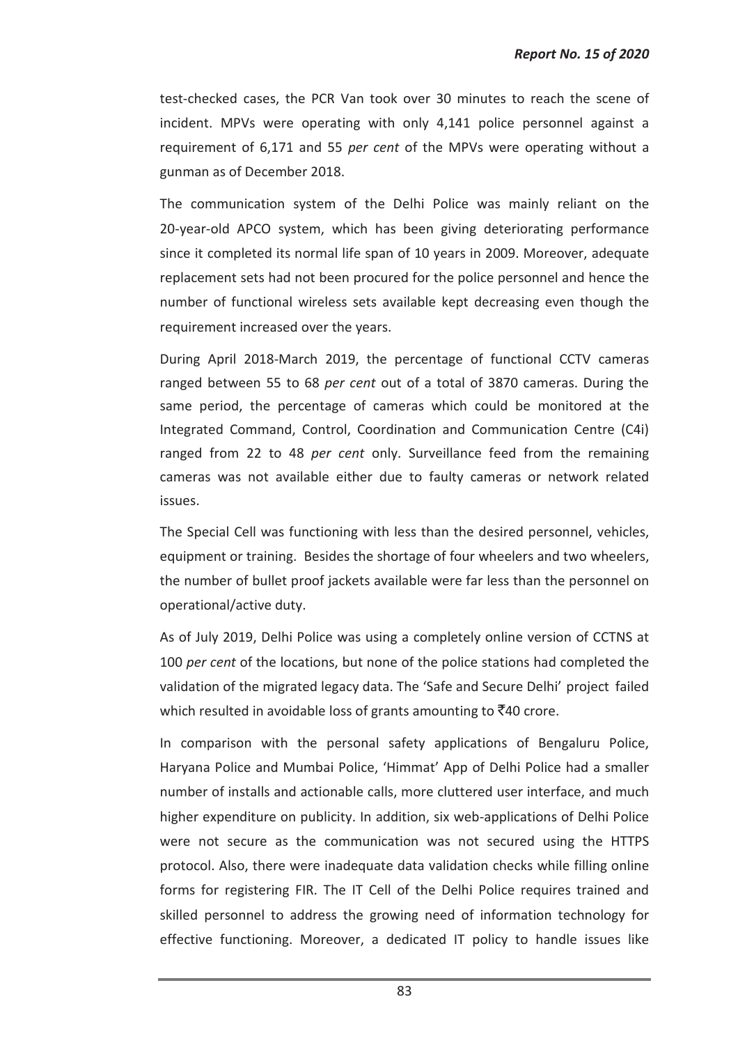test-checked cases, the PCR Van took over 30 minutes to reach the scene of incident. MPVs were operating with only 4,141 police personnel against a requirement of 6,171 and 55 *per cent* of the MPVs were operating without a gunman as of December 2018.

The communication system of the Delhi Police was mainly reliant on the 20-year-old APCO system, which has been giving deteriorating performance since it completed its normal life span of 10 years in 2009. Moreover, adequate replacement sets had not been procured for the police personnel and hence the number of functional wireless sets available kept decreasing even though the requirement increased over the years.

During April 2018-March 2019, the percentage of functional CCTV cameras ranged between 55 to 68 *per cent* out of a total of 3870 cameras. During the same period, the percentage of cameras which could be monitored at the Integrated Command, Control, Coordination and Communication Centre (C4i) ranged from 22 to 48 *per cent* only. Surveillance feed from the remaining cameras was not available either due to faulty cameras or network related issues.

The Special Cell was functioning with less than the desired personnel, vehicles, equipment or training. Besides the shortage of four wheelers and two wheelers, the number of bullet proof jackets available were far less than the personnel on operational/active duty.

As of July 2019, Delhi Police was using a completely online version of CCTNS at 100 *per cent* of the locations, but none of the police stations had completed the validation of the migrated legacy data. The 'Safe and Secure Delhi' project failed which resulted in avoidable loss of grants amounting to ₹40 crore.

In comparison with the personal safety applications of Bengaluru Police, Haryana Police and Mumbai Police, 'Himmat' App of Delhi Police had a smaller number of installs and actionable calls, more cluttered user interface, and much higher expenditure on publicity. In addition, six web-applications of Delhi Police were not secure as the communication was not secured using the HTTPS protocol. Also, there were inadequate data validation checks while filling online forms for registering FIR. The IT Cell of the Delhi Police requires trained and skilled personnel to address the growing need of information technology for effective functioning. Moreover, a dedicated IT policy to handle issues like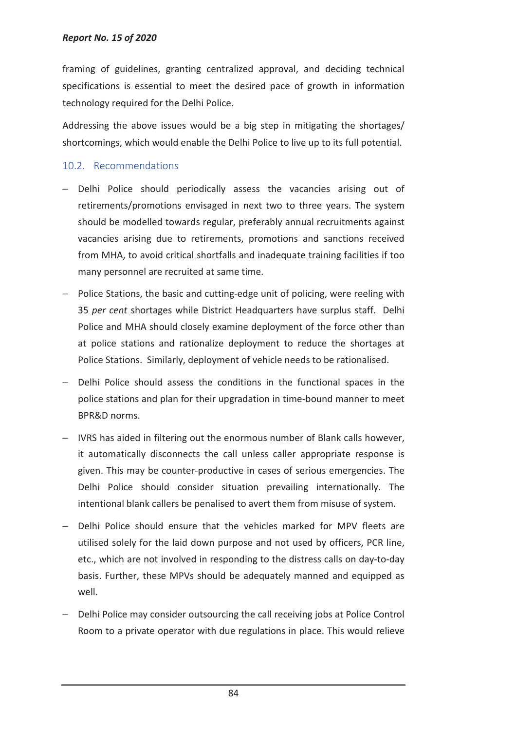framing of guidelines, granting centralized approval, and deciding technical specifications is essential to meet the desired pace of growth in information technology required for the Delhi Police.

Addressing the above issues would be a big step in mitigating the shortages/ shortcomings, which would enable the Delhi Police to live up to its full potential.

## 10.2. Recommendations

- Delhi Police should periodically assess the vacancies arising out of retirements/promotions envisaged in next two to three years. The system should be modelled towards regular, preferably annual recruitments against vacancies arising due to retirements, promotions and sanctions received from MHA, to avoid critical shortfalls and inadequate training facilities if too many personnel are recruited at same time.
- Police Stations, the basic and cutting-edge unit of policing, were reeling with 35 *per cent* shortages while District Headquarters have surplus staff. Delhi Police and MHA should closely examine deployment of the force other than at police stations and rationalize deployment to reduce the shortages at Police Stations. Similarly, deployment of vehicle needs to be rationalised.
- Delhi Police should assess the conditions in the functional spaces in the police stations and plan for their upgradation in time-bound manner to meet BPR&D norms.
- IVRS has aided in filtering out the enormous number of Blank calls however, it automatically disconnects the call unless caller appropriate response is given. This may be counter-productive in cases of serious emergencies. The Delhi Police should consider situation prevailing internationally. The intentional blank callers be penalised to avert them from misuse of system.
- Delhi Police should ensure that the vehicles marked for MPV fleets are utilised solely for the laid down purpose and not used by officers, PCR line, etc., which are not involved in responding to the distress calls on day-to-day basis. Further, these MPVs should be adequately manned and equipped as well.
- Delhi Police may consider outsourcing the call receiving jobs at Police Control Room to a private operator with due regulations in place. This would relieve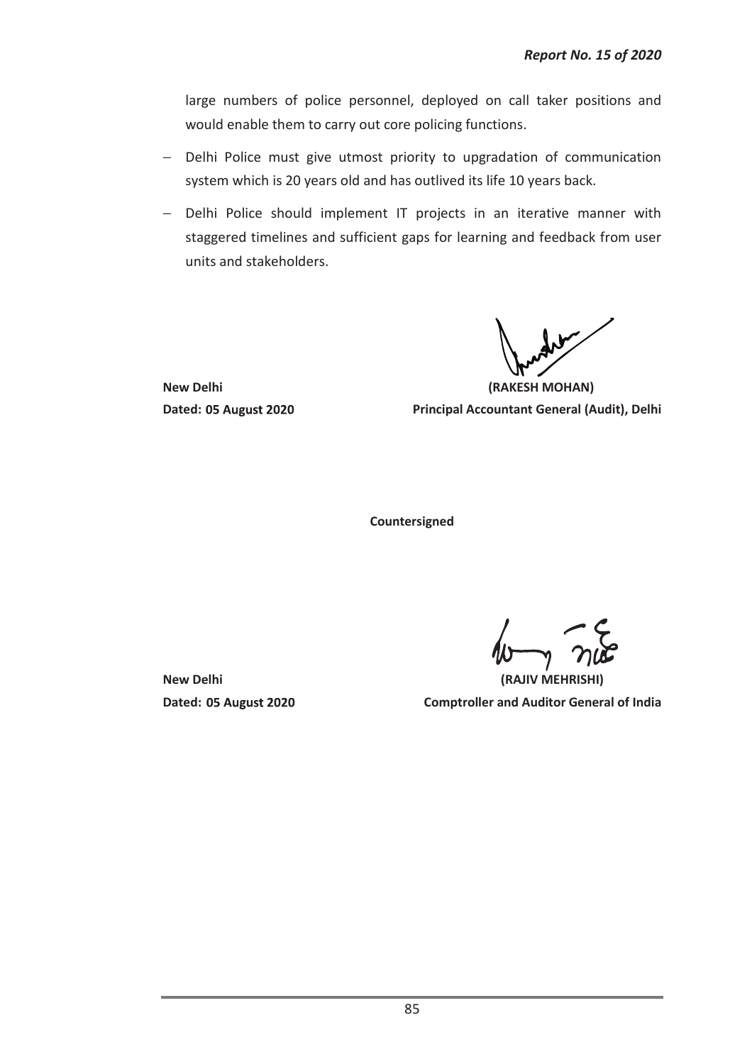large numbers of police personnel, deployed on call taker positions and would enable them to carry out core policing functions.

- Delhi Police must give utmost priority to upgradation of communication system which is 20 years old and has outlived its life 10 years back.
- Delhi Police should implement IT projects in an iterative manner with staggered timelines and sufficient gaps for learning and feedback from user units and stakeholders.

**New Delhi**
**Dated: 05 August 2020**

**(RAKESH MOHAN)**
**Principal Accountant General (Audit), Delhi**

**Countersigned**

**New Delhi**
**Dated: 05 August 2020**

**(RAJIV MEHRISHI)**
**Comptroller and Auditor General of India**